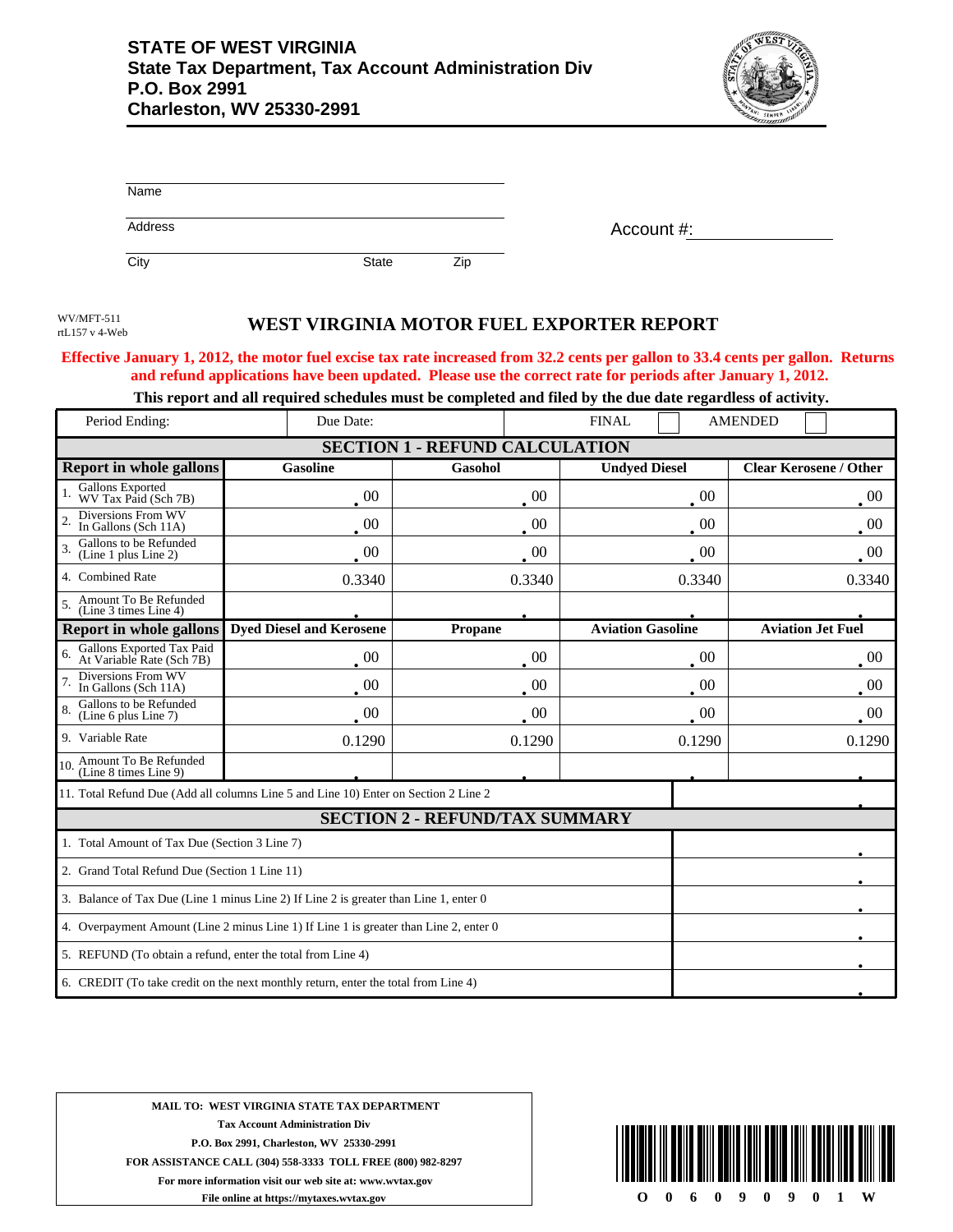**STATE OF WEST VIRGINIA**
**State Tax Department, Tax Account Administration Div**
**P.O. Box 2991**
**Charleston, WV 25330-2991**

Name

Address

City State Zip

Account #:

WV/MFT-511
rtL157 v 4-Web

# WEST VIRGINIA MOTOR FUEL EXPORTER REPORT

**Effective January 1, 2012, the motor fuel excise tax rate increased from 32.2 cents per gallon to 33.4 cents per gallon. Returns and refund applications have been updated. Please use the correct rate for periods after January 1, 2012.**

**This report and all required schedules must be completed and filed by the due date regardless of activity.**

| Period Ending: | Due Date: | FINAL ☐ | AMENDED ☐ |
|---|---|---|---|

## SECTION 1 - REFUND CALCULATION

| Report in whole gallons | Gasoline | Gasohol | Undyed Diesel | Clear Kerosene / Other |
|---|---|---|---|---|
| 1. Gallons Exported WV Tax Paid (Sch 7B) | .00 | .00 | .00 | .00 |
| 2. Diversions From WV In Gallons (Sch 11A) | .00 | .00 | .00 | .00 |
| 3. Gallons to be Refunded (Line 1 plus Line 2) | .00 | .00 | .00 | .00 |
| 4. Combined Rate | 0.3340 | 0.3340 | 0.3340 | 0.3340 |
| 5. Amount To Be Refunded (Line 3 times Line 4) | . | . | . | . |
| **Report in whole gallons** | **Dyed Diesel and Kerosene** | **Propane** | **Aviation Gasoline** | **Aviation Jet Fuel** |
| 6. Gallons Exported Tax Paid At Variable Rate (Sch 7B) | .00 | .00 | .00 | .00 |
| 7. Diversions From WV In Gallons (Sch 11A) | .00 | .00 | .00 | .00 |
| 8. Gallons to be Refunded (Line 6 plus Line 7) | .00 | .00 | .00 | .00 |
| 9. Variable Rate | 0.1290 | 0.1290 | 0.1290 | 0.1290 |
| 10. Amount To Be Refunded (Line 8 times Line 9) | . | . | . | . |

| | |
|---|---|
| 11. Total Refund Due (Add all columns Line 5 and Line 10) Enter on Section 2 Line 2 | . |

## SECTION 2 - REFUND/TAX SUMMARY

| | |
|---|---|
| 1. Total Amount of Tax Due (Section 3 Line 7) | . |
| 2. Grand Total Refund Due (Section 1 Line 11) | . |
| 3. Balance of Tax Due (Line 1 minus Line 2) If Line 2 is greater than Line 1, enter 0 | . |
| 4. Overpayment Amount (Line 2 minus Line 1) If Line 1 is greater than Line 2, enter 0 | . |
| 5. REFUND (To obtain a refund, enter the total from Line 4) | . |
| 6. CREDIT (To take credit on the next monthly return, enter the total from Line 4) | . |

**MAIL TO: WEST VIRGINIA STATE TAX DEPARTMENT**
**Tax Account Administration Div**
**P.O. Box 2991, Charleston, WV 25330-2991**
**FOR ASSISTANCE CALL (304) 558-3333 TOLL FREE (800) 982-8297**
**For more information visit our web site at: www.wvtax.gov**
**File online at https://mytaxes.wvtax.gov**

O 0 6 0 9 0 9 0 1 W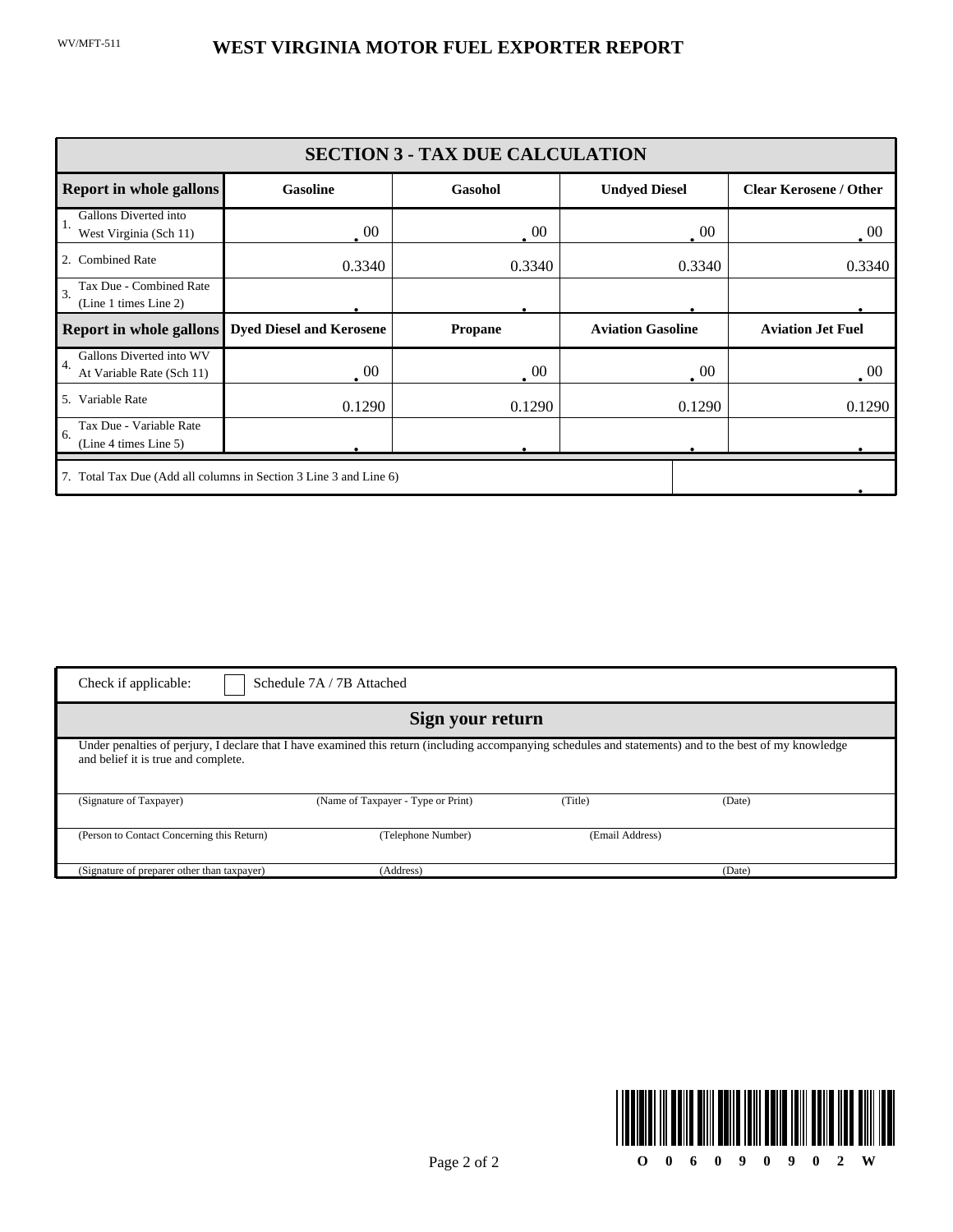WV/MFT-511

# WEST VIRGINIA MOTOR FUEL EXPORTER REPORT

## SECTION 3 - TAX DUE CALCULATION

| Report in whole gallons | Gasoline | Gasohol | Undyed Diesel | Clear Kerosene / Other |
|---|---|---|---|---|
| 1. Gallons Diverted into West Virginia (Sch 11) | .00 | .00 | .00 | .00 |
| 2. Combined Rate | 0.3340 | 0.3340 | 0.3340 | 0.3340 |
| 3. Tax Due - Combined Rate (Line 1 times Line 2) | . | . | . | . |
| **Report in whole gallons** | **Dyed Diesel and Kerosene** | **Propane** | **Aviation Gasoline** | **Aviation Jet Fuel** |
| 4. Gallons Diverted into WV At Variable Rate (Sch 11) | .00 | .00 | .00 | .00 |
| 5. Variable Rate | 0.1290 | 0.1290 | 0.1290 | 0.1290 |
| 6. Tax Due - Variable Rate (Line 4 times Line 5) | . | . | . | . |
| 7. Total Tax Due (Add all columns in Section 3 Line 3 and Line 6) | | | | . |

Check if applicable: ☐ Schedule 7A / 7B Attached

## Sign your return

Under penalties of perjury, I declare that I have examined this return (including accompanying schedules and statements) and to the best of my knowledge and belief it is true and complete.

(Signature of Taxpayer) (Name of Taxpayer - Type or Print) (Title) (Date)

(Person to Contact Concerning this Return) (Telephone Number) (Email Address)

(Signature of preparer other than taxpayer) (Address) (Date)

O 0 6 0 9 0 9 0 2 W